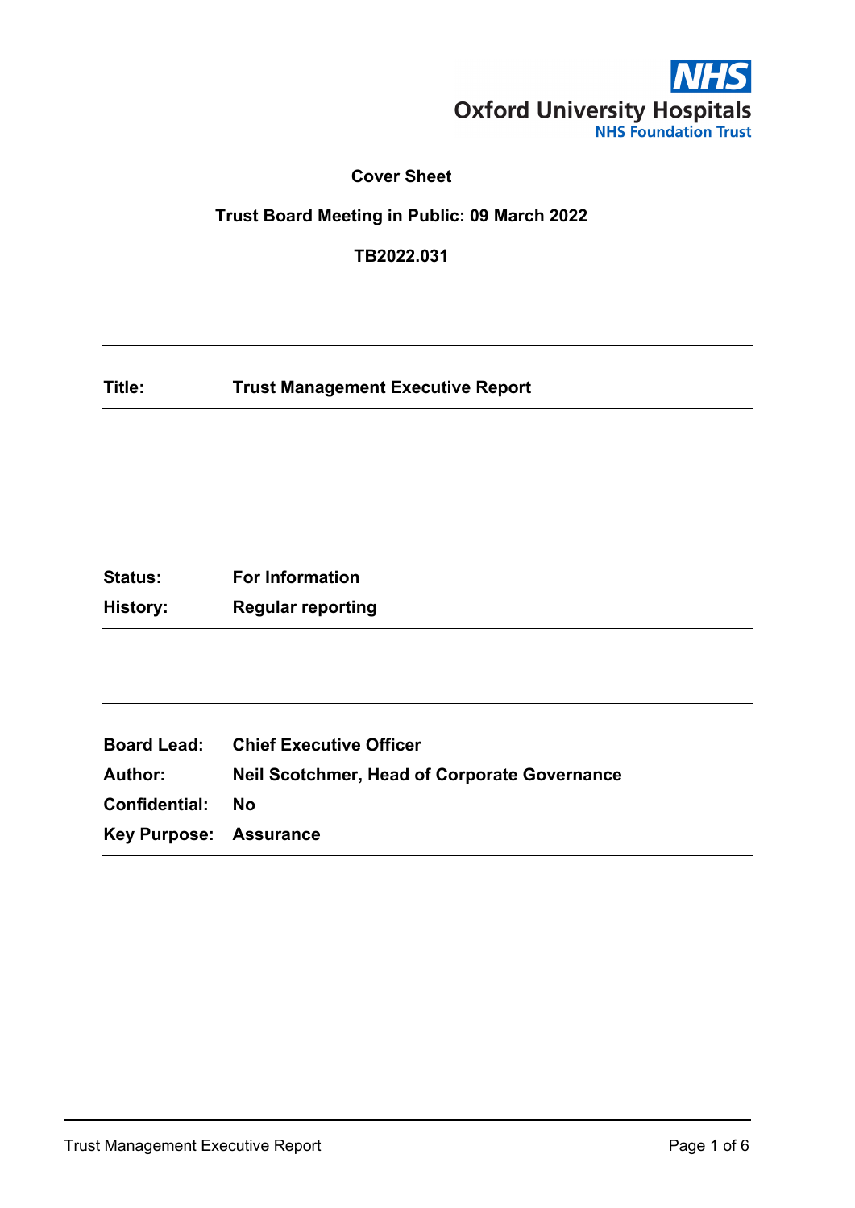Oxford University Hospitals
NHS Foundation Trust

## Cover Sheet

**Trust Board Meeting in Public: 09 March 2022**

**TB2022.031**

| | |
|---|---|
| **Title:** | **Trust Management Executive Report** |

| | |
|---|---|
| **Status:** | **For Information** |
| **History:** | **Regular reporting** |

| | |
|---|---|
| **Board Lead:** | **Chief Executive Officer** |
| **Author:** | **Neil Scotchmer, Head of Corporate Governance** |
| **Confidential:** | **No** |
| **Key Purpose:** | **Assurance** |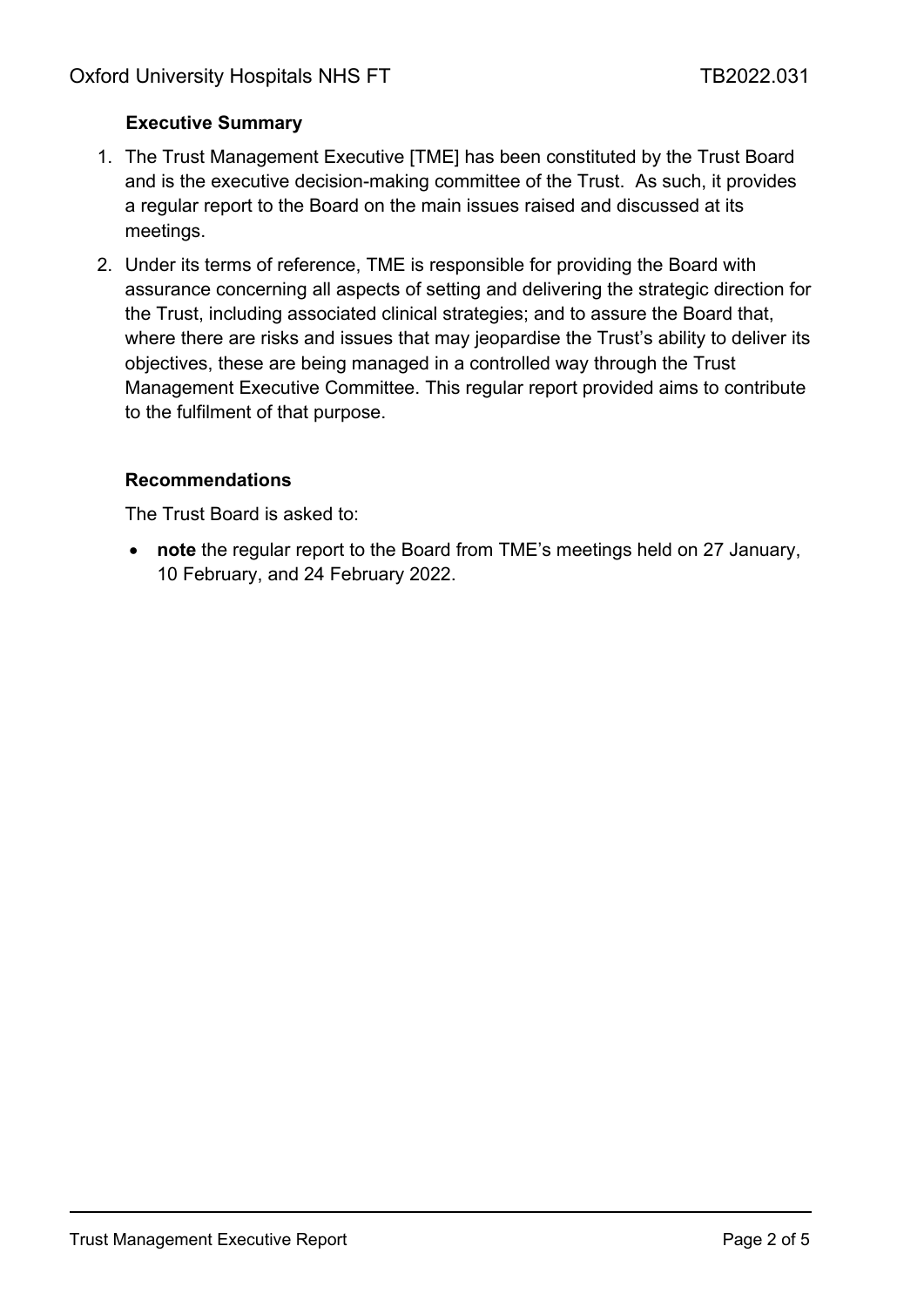### Executive Summary

1. The Trust Management Executive [TME] has been constituted by the Trust Board and is the executive decision-making committee of the Trust. As such, it provides a regular report to the Board on the main issues raised and discussed at its meetings.
2. Under its terms of reference, TME is responsible for providing the Board with assurance concerning all aspects of setting and delivering the strategic direction for the Trust, including associated clinical strategies; and to assure the Board that, where there are risks and issues that may jeopardise the Trust's ability to deliver its objectives, these are being managed in a controlled way through the Trust Management Executive Committee. This regular report provided aims to contribute to the fulfilment of that purpose.

### Recommendations

The Trust Board is asked to:

- **note** the regular report to the Board from TME's meetings held on 27 January, 10 February, and 24 February 2022.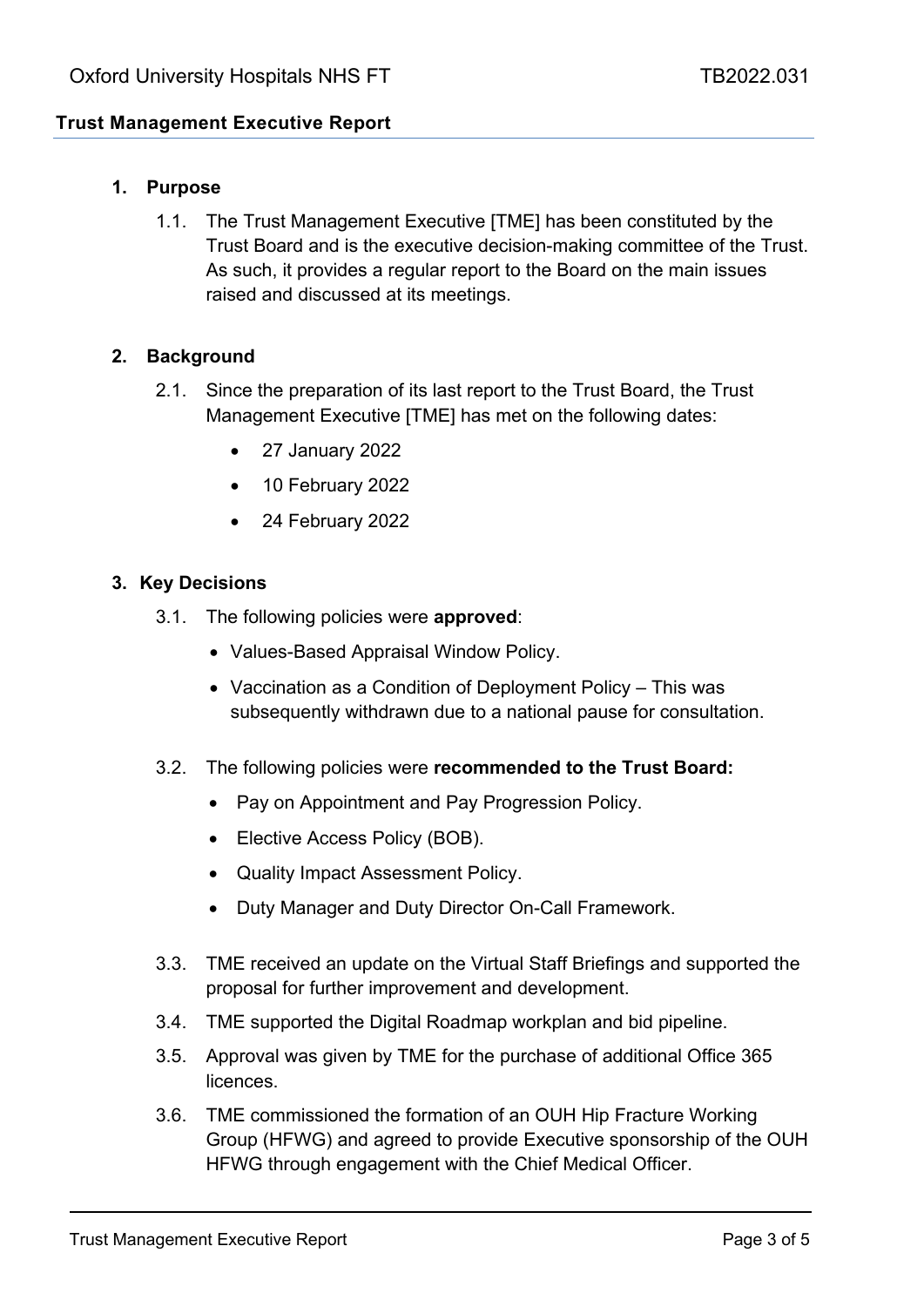## Trust Management Executive Report

### 1. Purpose

1.1. The Trust Management Executive [TME] has been constituted by the Trust Board and is the executive decision-making committee of the Trust. As such, it provides a regular report to the Board on the main issues raised and discussed at its meetings.

### 2. Background

2.1. Since the preparation of its last report to the Trust Board, the Trust Management Executive [TME] has met on the following dates:

- 27 January 2022
- 10 February 2022
- 24 February 2022

### 3. Key Decisions

3.1. The following policies were **approved**:

- Values-Based Appraisal Window Policy.
- Vaccination as a Condition of Deployment Policy – This was subsequently withdrawn due to a national pause for consultation.

3.2. The following policies were **recommended to the Trust Board:**

- Pay on Appointment and Pay Progression Policy.
- Elective Access Policy (BOB).
- Quality Impact Assessment Policy.
- Duty Manager and Duty Director On-Call Framework.

3.3. TME received an update on the Virtual Staff Briefings and supported the proposal for further improvement and development.

3.4. TME supported the Digital Roadmap workplan and bid pipeline.

3.5. Approval was given by TME for the purchase of additional Office 365 licences.

3.6. TME commissioned the formation of an OUH Hip Fracture Working Group (HFWG) and agreed to provide Executive sponsorship of the OUH HFWG through engagement with the Chief Medical Officer.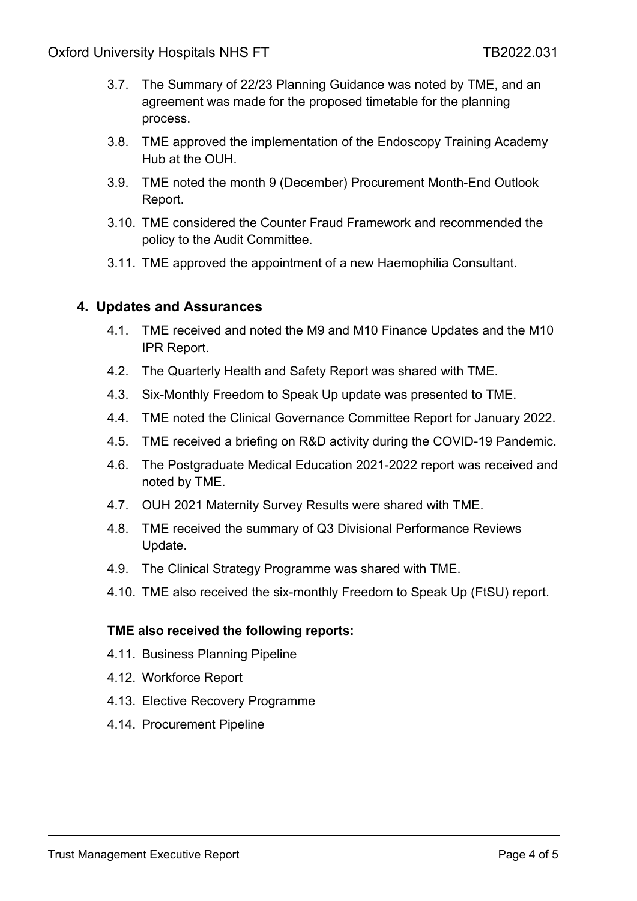3.7. The Summary of 22/23 Planning Guidance was noted by TME, and an agreement was made for the proposed timetable for the planning process.

3.8. TME approved the implementation of the Endoscopy Training Academy Hub at the OUH.

3.9. TME noted the month 9 (December) Procurement Month-End Outlook Report.

3.10. TME considered the Counter Fraud Framework and recommended the policy to the Audit Committee.

3.11. TME approved the appointment of a new Haemophilia Consultant.

## 4. Updates and Assurances

4.1. TME received and noted the M9 and M10 Finance Updates and the M10 IPR Report.

4.2. The Quarterly Health and Safety Report was shared with TME.

4.3. Six-Monthly Freedom to Speak Up update was presented to TME.

4.4. TME noted the Clinical Governance Committee Report for January 2022.

4.5. TME received a briefing on R&D activity during the COVID-19 Pandemic.

4.6. The Postgraduate Medical Education 2021-2022 report was received and noted by TME.

4.7. OUH 2021 Maternity Survey Results were shared with TME.

4.8. TME received the summary of Q3 Divisional Performance Reviews Update.

4.9. The Clinical Strategy Programme was shared with TME.

4.10. TME also received the six-monthly Freedom to Speak Up (FtSU) report.

**TME also received the following reports:**

4.11. Business Planning Pipeline

4.12. Workforce Report

4.13. Elective Recovery Programme

4.14. Procurement Pipeline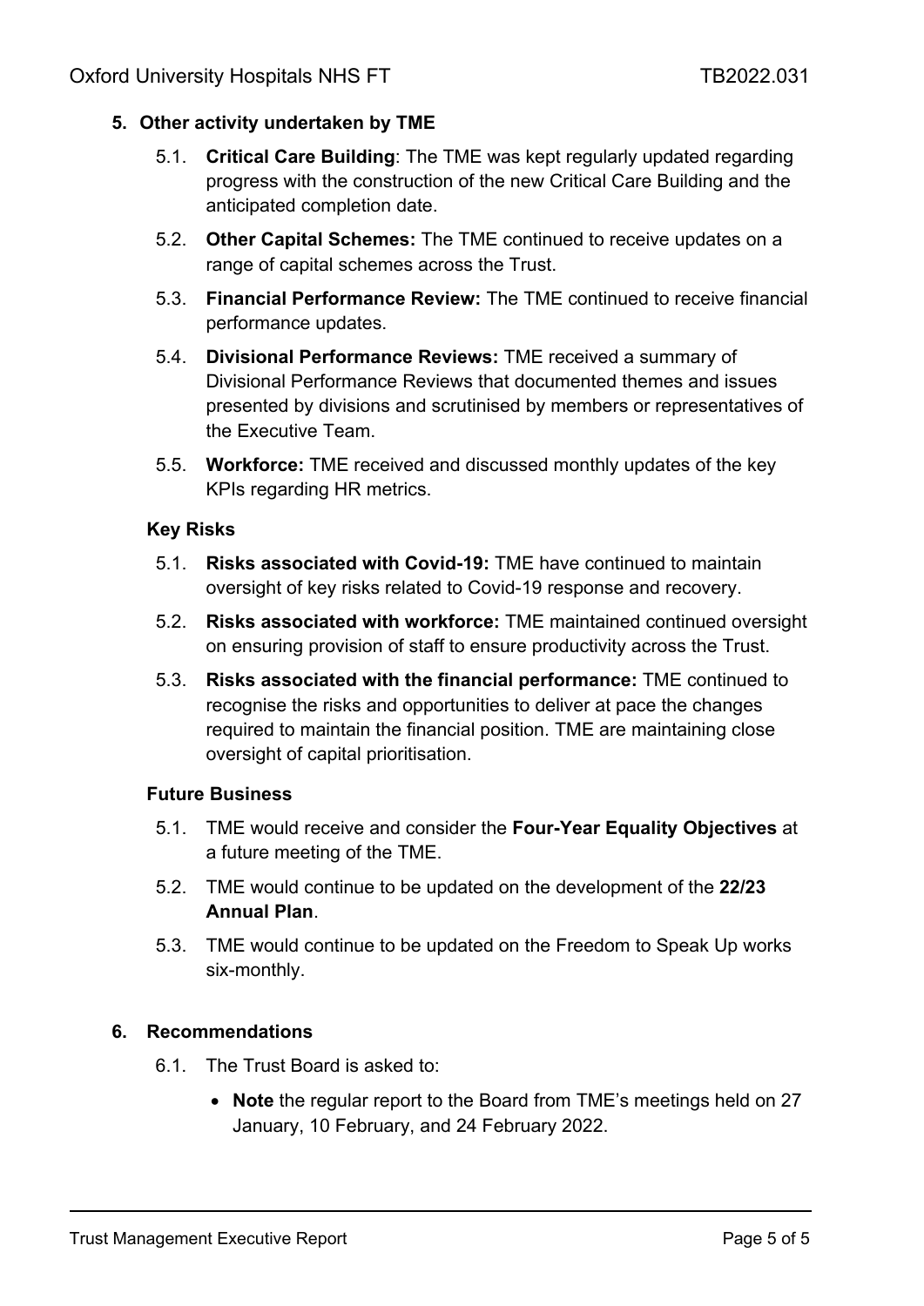## 5. Other activity undertaken by TME

5.1. **Critical Care Building**: The TME was kept regularly updated regarding progress with the construction of the new Critical Care Building and the anticipated completion date.

5.2. **Other Capital Schemes:** The TME continued to receive updates on a range of capital schemes across the Trust.

5.3. **Financial Performance Review:** The TME continued to receive financial performance updates.

5.4. **Divisional Performance Reviews:** TME received a summary of Divisional Performance Reviews that documented themes and issues presented by divisions and scrutinised by members or representatives of the Executive Team.

5.5. **Workforce:** TME received and discussed monthly updates of the key KPIs regarding HR metrics.

### Key Risks

5.1. **Risks associated with Covid-19:** TME have continued to maintain oversight of key risks related to Covid-19 response and recovery.

5.2. **Risks associated with workforce:** TME maintained continued oversight on ensuring provision of staff to ensure productivity across the Trust.

5.3. **Risks associated with the financial performance:** TME continued to recognise the risks and opportunities to deliver at pace the changes required to maintain the financial position. TME are maintaining close oversight of capital prioritisation.

### Future Business

5.1. TME would receive and consider the **Four-Year Equality Objectives** at a future meeting of the TME.

5.2. TME would continue to be updated on the development of the **22/23 Annual Plan**.

5.3. TME would continue to be updated on the Freedom to Speak Up works six-monthly.

## 6. Recommendations

6.1. The Trust Board is asked to:

- **Note** the regular report to the Board from TME's meetings held on 27 January, 10 February, and 24 February 2022.